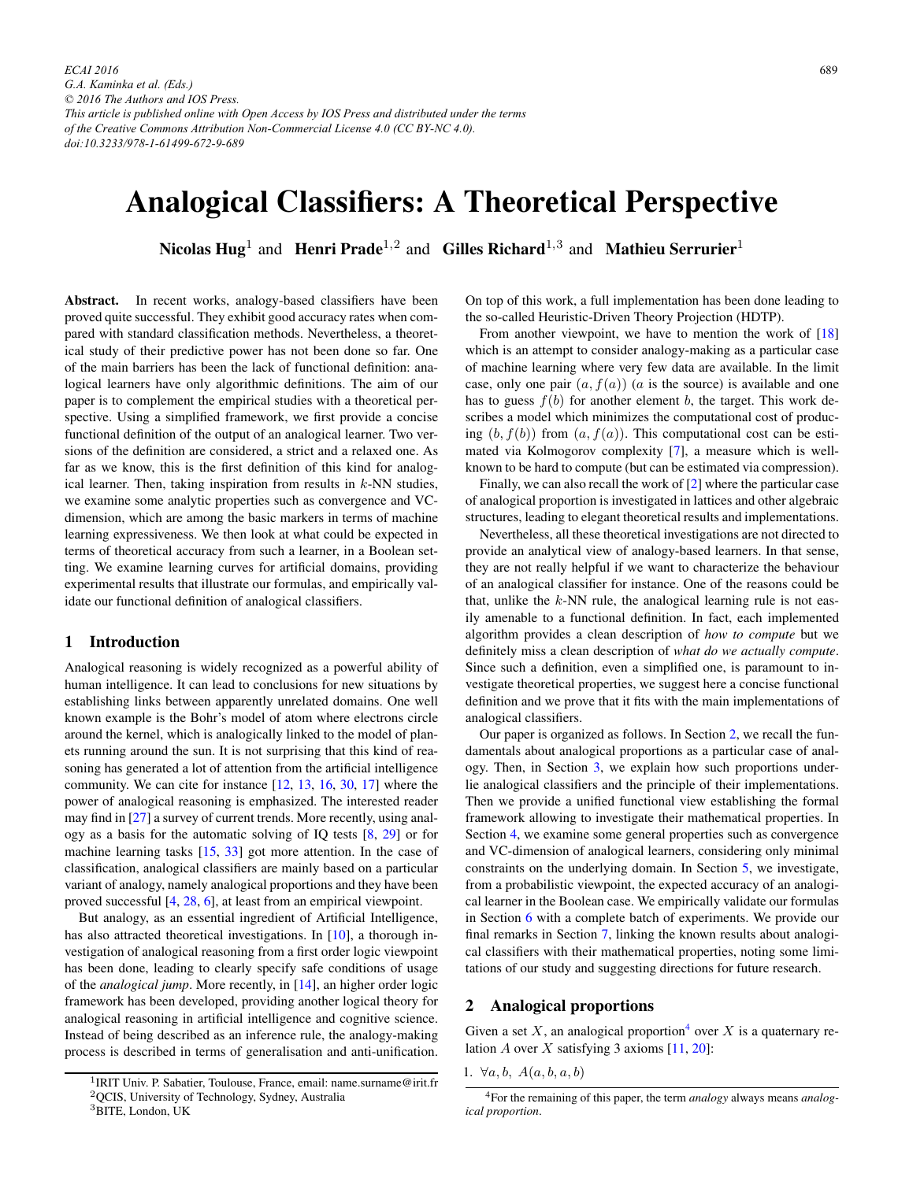# Analogical Classifiers: A Theoretical Perspective

**Nicolas Hug**[1] and **Henri Prade**[1,2] and **Gilles Richard**[1,3] and **Mathieu Serrurier**[1]

**Abstract.** In recent works, analogy-based classifiers have been proved quite successful. They exhibit good accuracy rates when compared with standard classification methods. Nevertheless, a theoretical study of their predictive power has not been done so far. One of the main barriers has been the lack of functional definition: analogical learners have only algorithmic definitions. The aim of our paper is to complement the empirical studies with a theoretical perspective. Using a simplified framework, we first provide a concise functional definition of the output of an analogical learner. Two versions of the definition are considered, a strict and a relaxed one. As far as we know, this is the first definition of this kind for analogical learner. Then, taking inspiration from results in $k$-NN studies, we examine some analytic properties such as convergence and VC-dimension, which are among the basic markers in terms of machine learning expressiveness. We then look at what could be expected in terms of theoretical accuracy from such a learner, in a Boolean setting. We examine learning curves for artificial domains, providing experimental results that illustrate our formulas, and empirically validate our functional definition of analogical classifiers.

## 1 Introduction

Analogical reasoning is widely recognized as a powerful ability of human intelligence. It can lead to conclusions for new situations by establishing links between apparently unrelated domains. One well known example is the Bohr's model of atom where electrons circle around the kernel, which is analogically linked to the model of planets running around the sun. It is not surprising that this kind of reasoning has generated a lot of attention from the artificial intelligence community. We can cite for instance [12, 13, 16, 30, 17] where the power of analogical reasoning is emphasized. The interested reader may find in [27] a survey of current trends. More recently, using analogy as a basis for the automatic solving of IQ tests [8, 29] or for machine learning tasks [15, 33] got more attention. In the case of classification, analogical classifiers are mainly based on a particular variant of analogy, namely analogical proportions and they have been proved successful [4, 28, 6], at least from an empirical viewpoint.

But analogy, as an essential ingredient of Artificial Intelligence, has also attracted theoretical investigations. In [10], a thorough investigation of analogical reasoning from a first order logic viewpoint has been done, leading to clearly specify safe conditions of usage of the *analogical jump*. More recently, in [14], an higher order logic framework has been developed, providing another logical theory for analogical reasoning in artificial intelligence and cognitive science. Instead of being described as an inference rule, the analogy-making process is described in terms of generalisation and anti-unification. On top of this work, a full implementation has been done leading to the so-called Heuristic-Driven Theory Projection (HDTP).

From another viewpoint, we have to mention the work of [18] which is an attempt to consider analogy-making as a particular case of machine learning where very few data are available. In the limit case, only one pair $(a, f(a))$ ($a$ is the source) is available and one has to guess $f(b)$ for another element $b$, the target. This work describes a model which minimizes the computational cost of producing $(b, f(b))$ from $(a, f(a))$. This computational cost can be estimated via Kolmogorov complexity [7], a measure which is well-known to be hard to compute (but can be estimated via compression).

Finally, we can also recall the work of [2] where the particular case of analogical proportion is investigated in lattices and other algebraic structures, leading to elegant theoretical results and implementations.

Nevertheless, all these theoretical investigations are not directed to provide an analytical view of analogy-based learners. In that sense, they are not really helpful if we want to characterize the behaviour of an analogical classifier for instance. One of the reasons could be that, unlike the $k$-NN rule, the analogical learning rule is not easily amenable to a functional definition. In fact, each implemented algorithm provides a clean description of *how to compute* but we definitely miss a clean description of *what do we actually compute*. Since such a definition, even a simplified one, is paramount to investigate theoretical properties, we suggest here a concise functional definition and we prove that it fits with the main implementations of analogical classifiers.

Our paper is organized as follows. In Section 2, we recall the fundamentals about analogical proportions as a particular case of analogy. Then, in Section 3, we explain how such proportions underlie analogical classifiers and the principle of their implementations. Then we provide a unified functional view establishing the formal framework allowing to investigate their mathematical properties. In Section 4, we examine some general properties such as convergence and VC-dimension of analogical learners, considering only minimal constraints on the underlying domain. In Section 5, we investigate, from a probabilistic viewpoint, the expected accuracy of an analogical learner in the Boolean case. We empirically validate our formulas in Section 6 with a complete batch of experiments. We provide our final remarks in Section 7, linking the known results about analogical classifiers with their mathematical properties, noting some limitations of our study and suggesting directions for future research.

## 2 Analogical proportions

Given a set $X$, an analogical proportion[4] over $X$ is a quaternary relation $A$ over $X$ satisfying 3 axioms [11, 20]:

1. $\forall a, b,\ A(a, b, a, b)$

[1] IRIT Univ. P. Sabatier, Toulouse, France, email: name.surname@irit.fr

[2] QCIS, University of Technology, Sydney, Australia

[3] BITE, London, UK

[4] For the remaining of this paper, the term *analogy* always means *analogical proportion*.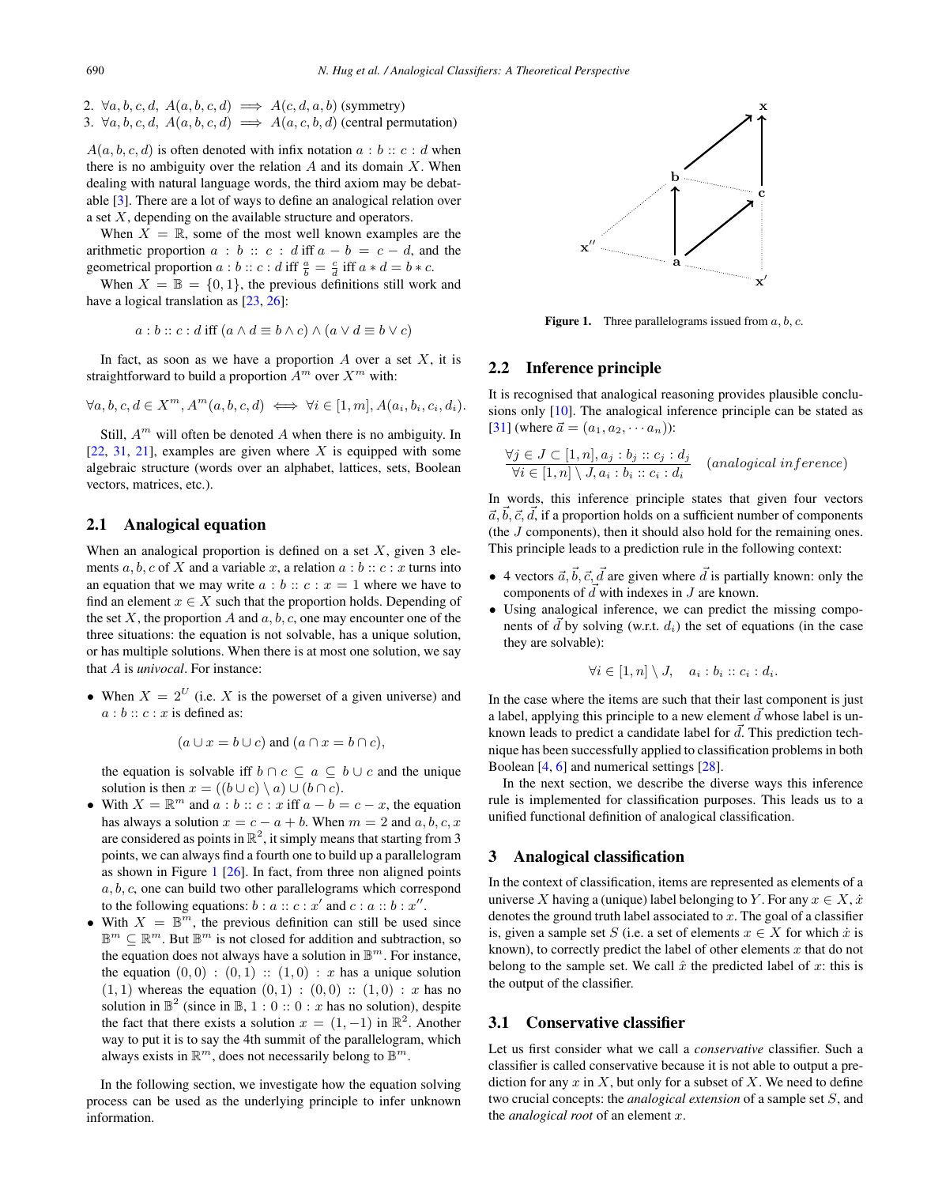2. $\forall a, b, c, d,\ A(a, b, c, d) \implies A(c, d, a, b)$ (symmetry)
3. $\forall a, b, c, d,\ A(a, b, c, d) \implies A(a, c, b, d)$ (central permutation)

$A(a, b, c, d)$ is often denoted with infix notation $a : b :: c : d$ when there is no ambiguity over the relation $A$ and its domain $X$. When dealing with natural language words, the third axiom may be debatable [3]. There are a lot of ways to define an analogical relation over a set $X$, depending on the available structure and operators.

When $X = \mathbb{R}$, some of the most well known examples are the arithmetic proportion $a : b :: c : d$ iff $a - b = c - d$, and the geometrical proportion $a : b :: c : d$ iff $\frac{a}{b} = \frac{c}{d}$ iff $a * d = b * c$.

When $X = \mathbb{B} = \{0, 1\}$, the previous definitions still work and have a logical translation as [23, 26]:

$$a : b :: c : d \text{ iff } (a \wedge d \equiv b \wedge c) \wedge (a \vee d \equiv b \vee c)$$

In fact, as soon as we have a proportion $A$ over a set $X$, it is straightforward to build a proportion $A^m$ over $X^m$ with:

$$\forall a, b, c, d \in X^m, A^m(a, b, c, d) \iff \forall i \in [1, m], A(a_i, b_i, c_i, d_i).$$

Still, $A^m$ will often be denoted $A$ when there is no ambiguity. In [22, 31, 21], examples are given where $X$ is equipped with some algebraic structure (words over an alphabet, lattices, sets, Boolean vectors, matrices, etc.).

## 2.1 Analogical equation

When an analogical proportion is defined on a set $X$, given 3 elements $a, b, c$ of $X$ and a variable $x$, a relation $a : b :: c : x$ turns into an equation that we may write $a : b :: c : x = 1$ where we have to find an element $x \in X$ such that the proportion holds. Depending of the set $X$, the proportion $A$ and $a, b, c$, one may encounter one of the three situations: the equation is not solvable, has a unique solution, or has multiple solutions. When there is at most one solution, we say that $A$ is *univocal*. For instance:

- When $X = 2^U$ (i.e. $X$ is the powerset of a given universe) and $a : b :: c : x$ is defined as:
  $$(a \cup x = b \cup c) \text{ and } (a \cap x = b \cap c),$$
  the equation is solvable iff $b \cap c \subseteq a \subseteq b \cup c$ and the unique solution is then $x = ((b \cup c) \setminus a) \cup (b \cap c)$.
- With $X = \mathbb{R}^m$ and $a : b :: c : x$ iff $a - b = c - x$, the equation has always a solution $x = c - a + b$. When $m = 2$ and $a, b, c, x$ are considered as points in $\mathbb{R}^2$, it simply means that starting from 3 points, we can always find a fourth one to build up a parallelogram as shown in Figure 1 [26]. In fact, from three non aligned points $a, b, c$, one can build two other parallelograms which correspond to the following equations: $b : a :: c : x'$ and $c : a :: b : x''$.
- With $X = \mathbb{B}^m$, the previous definition can still be used since $\mathbb{B}^m \subseteq \mathbb{R}^m$. But $\mathbb{B}^m$ is not closed for addition and subtraction, so the equation does not always have a solution in $\mathbb{B}^m$. For instance, the equation $(0, 0) : (0, 1) :: (1, 0) : x$ has a unique solution $(1, 1)$ whereas the equation $(0, 1) : (0, 0) :: (1, 0) : x$ has no solution in $\mathbb{B}^2$ (since in $\mathbb{B}$, $1 : 0 :: 0 : x$ has no solution), despite the fact that there exists a solution $x = (1, -1)$ in $\mathbb{R}^2$. Another way to put it is to say the 4th summit of the parallelogram, which always exists in $\mathbb{R}^m$, does not necessarily belong to $\mathbb{B}^m$.

In the following section, we investigate how the equation solving process can be used as the underlying principle to infer unknown information.

**Figure 1.** Three parallelograms issued from $a, b, c$.

## 2.2 Inference principle

It is recognised that analogical reasoning provides plausible conclusions only [10]. The analogical inference principle can be stated as [31] (where $\vec{a} = (a_1, a_2, \cdots a_n)$):

$$\frac{\forall j \in J \subset [1, n], a_j : b_j :: c_j : d_j}{\forall i \in [1, n] \setminus J, a_i : b_i :: c_i : d_i} \quad (analogical\ inference)$$

In words, this inference principle states that given four vectors $\vec{a}, \vec{b}, \vec{c}, \vec{d}$, if a proportion holds on a sufficient number of components (the $J$ components), then it should also hold for the remaining ones. This principle leads to a prediction rule in the following context:

- 4 vectors $\vec{a}, \vec{b}, \vec{c}, \vec{d}$ are given where $\vec{d}$ is partially known: only the components of $\vec{d}$ with indexes in $J$ are known.
- Using analogical inference, we can predict the missing components of $\vec{d}$ by solving (w.r.t. $d_i$) the set of equations (in the case they are solvable):
  $$\forall i \in [1, n] \setminus J, \quad a_i : b_i :: c_i : d_i.$$

In the case where the items are such that their last component is just a label, applying this principle to a new element $\vec{d}$ whose label is unknown leads to predict a candidate label for $\vec{d}$. This prediction technique has been successfully applied to classification problems in both Boolean [4, 6] and numerical settings [28].

In the next section, we describe the diverse ways this inference rule is implemented for classification purposes. This leads us to a unified functional definition of analogical classification.

# 3 Analogical classification

In the context of classification, items are represented as elements of a universe $X$ having a (unique) label belonging to $Y$. For any $x \in X$, $\dot{x}$ denotes the ground truth label associated to $x$. The goal of a classifier is, given a sample set $S$ (i.e. a set of elements $x \in X$ for which $\dot{x}$ is known), to correctly predict the label of other elements $x$ that do not belong to the sample set. We call $\hat{x}$ the predicted label of $x$: this is the output of the classifier.

## 3.1 Conservative classifier

Let us first consider what we call a *conservative* classifier. Such a classifier is called conservative because it is not able to output a prediction for any $x$ in $X$, but only for a subset of $X$. We need to define two crucial concepts: the *analogical extension* of a sample set $S$, and the *analogical root* of an element $x$.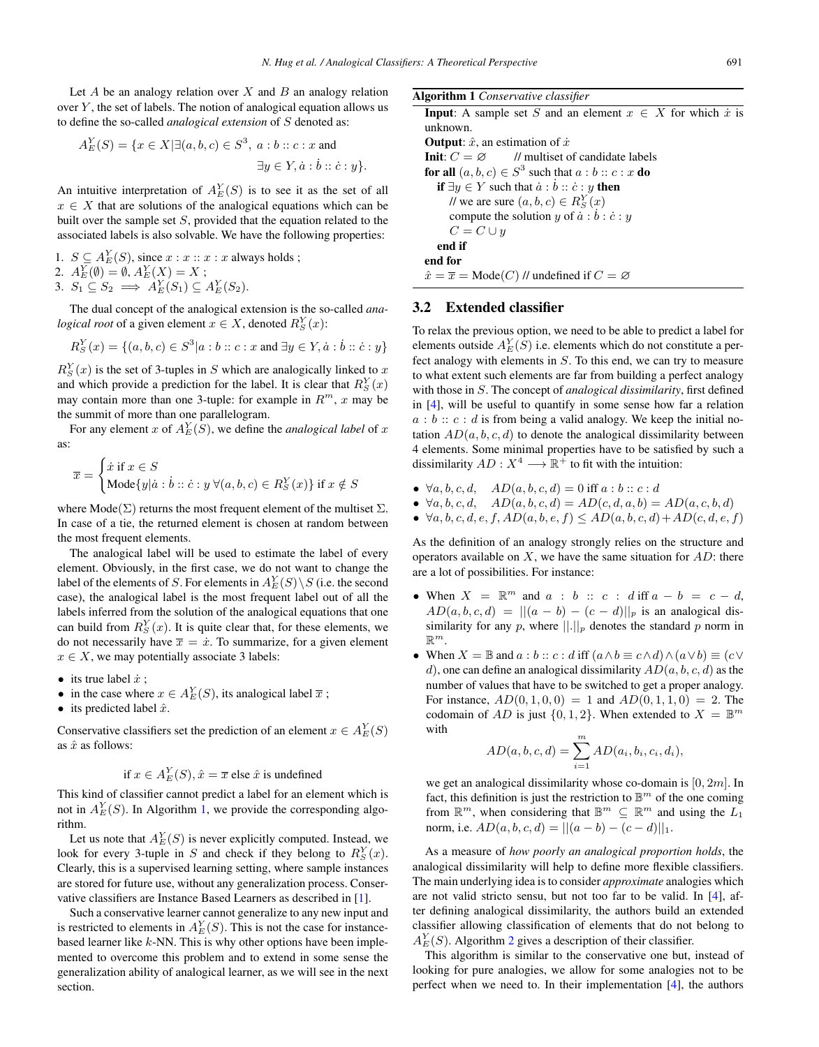Let $A$ be an analogy relation over $X$ and $B$ an analogy relation over $Y$, the set of labels. The notion of analogical equation allows us to define the so-called *analogical extension* of $S$ denoted as:

$$A_E^Y(S) = \{x \in X | \exists (a,b,c) \in S^3,\ a : b :: c : x \text{ and } \exists y \in Y, \dot{a} : \dot{b} :: \dot{c} : y\}.$$

An intuitive interpretation of $A_E^Y(S)$ is to see it as the set of all $x \in X$ that are solutions of the analogical equations which can be built over the sample set $S$, provided that the equation related to the associated labels is also solvable. We have the following properties:

1. $S \subseteq A_E^Y(S)$, since $x : x :: x : x$ always holds ;
2. $A_E^Y(\emptyset) = \emptyset$, $A_E^Y(X) = X$ ;
3. $S_1 \subseteq S_2 \implies A_E^Y(S_1) \subseteq A_E^Y(S_2)$.

The dual concept of the analogical extension is the so-called *analogical root* of a given element $x \in X$, denoted $R_S^Y(x)$:

$$R_S^Y(x) = \{(a,b,c) \in S^3 | a : b :: c : x \text{ and } \exists y \in Y, \dot{a} : \dot{b} :: \dot{c} : y\}$$

$R_S^Y(x)$ is the set of 3-tuples in $S$ which are analogically linked to $x$ and which provide a prediction for the label. It is clear that $R_S^Y(x)$ may contain more than one 3-tuple: for example in $R^m$, $x$ may be the summit of more than one parallelogram.

For any element $x$ of $A_E^Y(S)$, we define the *analogical label* of $x$ as:

$$\overline{x} = \begin{cases} \dot{x} \text{ if } x \in S \\ \text{Mode}\{y | \dot{a} : \dot{b} :: \dot{c} : y\ \forall (a,b,c) \in R_S^Y(x)\} \text{ if } x \notin S \end{cases}$$

where Mode($\Sigma$) returns the most frequent element of the multiset $\Sigma$. In case of a tie, the returned element is chosen at random between the most frequent elements.

The analogical label will be used to estimate the label of every element. Obviously, in the first case, we do not want to change the label of the elements of $S$. For elements in $A_E^Y(S) \setminus S$ (i.e. the second case), the analogical label is the most frequent label out of all the labels inferred from the solution of the analogical equations that one can build from $R_S^Y(x)$. It is quite clear that, for these elements, we do not necessarily have $\overline{x} = \dot{x}$. To summarize, for a given element $x \in X$, we may potentially associate 3 labels:

- its true label $\dot{x}$ ;
- in the case where $x \in A_E^Y(S)$, its analogical label $\overline{x}$ ;
- its predicted label $\hat{x}$.

Conservative classifiers set the prediction of an element $x \in A_E^Y(S)$ as $\hat{x}$ as follows:

$$\text{if } x \in A_E^Y(S), \hat{x} = \overline{x} \text{ else } \hat{x} \text{ is undefined}$$

This kind of classifier cannot predict a label for an element which is not in $A_E^Y(S)$. In Algorithm 1, we provide the corresponding algorithm.

Let us note that $A_E^Y(S)$ is never explicitly computed. Instead, we look for every 3-tuple in $S$ and check if they belong to $R_S^Y(x)$. Clearly, this is a supervised learning setting, where sample instances are stored for future use, without any generalization process. Conservative classifiers are Instance Based Learners as described in [1].

Such a conservative learner cannot generalize to any new input and is restricted to elements in $A_E^Y(S)$. This is not the case for instance-based learner like $k$-NN. This is why other options have been implemented to overcome this problem and to extend in some sense the generalization ability of analogical learner, as we will see in the next section.

**Algorithm 1** *Conservative classifier*

```
Input: A sample set S and an element x ∈ X for which ẋ is unknown.
Output: x̂, an estimation of ẋ
Init: C = ∅        // multiset of candidate labels
for all (a, b, c) ∈ S^3 such that a : b :: c : x do
    if ∃y ∈ Y such that ȧ : ḃ :: ċ : y then
        // we are sure (a, b, c) ∈ R_S^Y(x)
        compute the solution y of ȧ : ḃ : ċ : y
        C = C ∪ y
    end if
end for
x̂ = x̄ = Mode(C) // undefined if C = ∅
```

## 3.2 Extended classifier

To relax the previous option, we need to be able to predict a label for elements outside $A_E^Y(S)$ i.e. elements which do not constitute a perfect analogy with elements in $S$. To this end, we can try to measure to what extent such elements are far from building a perfect analogy with those in $S$. The concept of *analogical dissimilarity*, first defined in [4], will be useful to quantify in some sense how far a relation $a : b :: c : d$ is from being a valid analogy. We keep the initial notation $AD(a,b,c,d)$ to denote the analogical dissimilarity between 4 elements. Some minimal properties have to be satisfied by such a dissimilarity $AD : X^4 \longrightarrow \mathbb{R}^+$ to fit with the intuition:

- $\forall a,b,c,d, \quad AD(a,b,c,d) = 0$ iff $a : b :: c : d$
- $\forall a,b,c,d, \quad AD(a,b,c,d) = AD(c,d,a,b) = AD(a,c,b,d)$
- $\forall a,b,c,d,e,f, AD(a,b,e,f) \leq AD(a,b,c,d) + AD(c,d,e,f)$

As the definition of an analogy strongly relies on the structure and operators available on $X$, we have the same situation for $AD$: there are a lot of possibilities. For instance:

- When $X = \mathbb{R}^m$ and $a : b :: c : d$ iff $a - b = c - d$, $AD(a,b,c,d) = ||(a-b)-(c-d)||_p$ is an analogical dissimilarity for any $p$, where $||.||_p$ denotes the standard $p$ norm in $\mathbb{R}^m$.
- When $X = \mathbb{B}$ and $a : b :: c : d$ iff $(a \wedge b \equiv c \wedge d) \wedge (a \vee b) \equiv (c \vee d)$, one can define an analogical dissimilarity $AD(a,b,c,d)$ as the number of values that have to be switched to get a proper analogy. For instance, $AD(0,1,0,0) = 1$ and $AD(0,1,1,0) = 2$. The codomain of $AD$ is just $\{0,1,2\}$. When extended to $X = \mathbb{B}^m$ with
$$AD(a,b,c,d) = \sum_{i=1}^{m} AD(a_i,b_i,c_i,d_i),$$
we get an analogical dissimilarity whose co-domain is $[0,2m]$. In fact, this definition is just the restriction to $\mathbb{B}^m$ of the one coming from $\mathbb{R}^m$, when considering that $\mathbb{B}^m \subseteq \mathbb{R}^m$ and using the $L_1$ norm, i.e. $AD(a,b,c,d) = ||(a-b)-(c-d)||_1$.

As a measure of *how poorly an analogical proportion holds*, the analogical dissimilarity will help to define more flexible classifiers. The main underlying idea is to consider *approximate* analogies which are not valid stricto sensu, but not too far to be valid. In [4], after defining analogical dissimilarity, the authors build an extended classifier allowing classification of elements that do not belong to $A_E^Y(S)$. Algorithm 2 gives a description of their classifier.

This algorithm is similar to the conservative one but, instead of looking for pure analogies, we allow for some analogies not to be perfect when we need to. In their implementation [4], the authors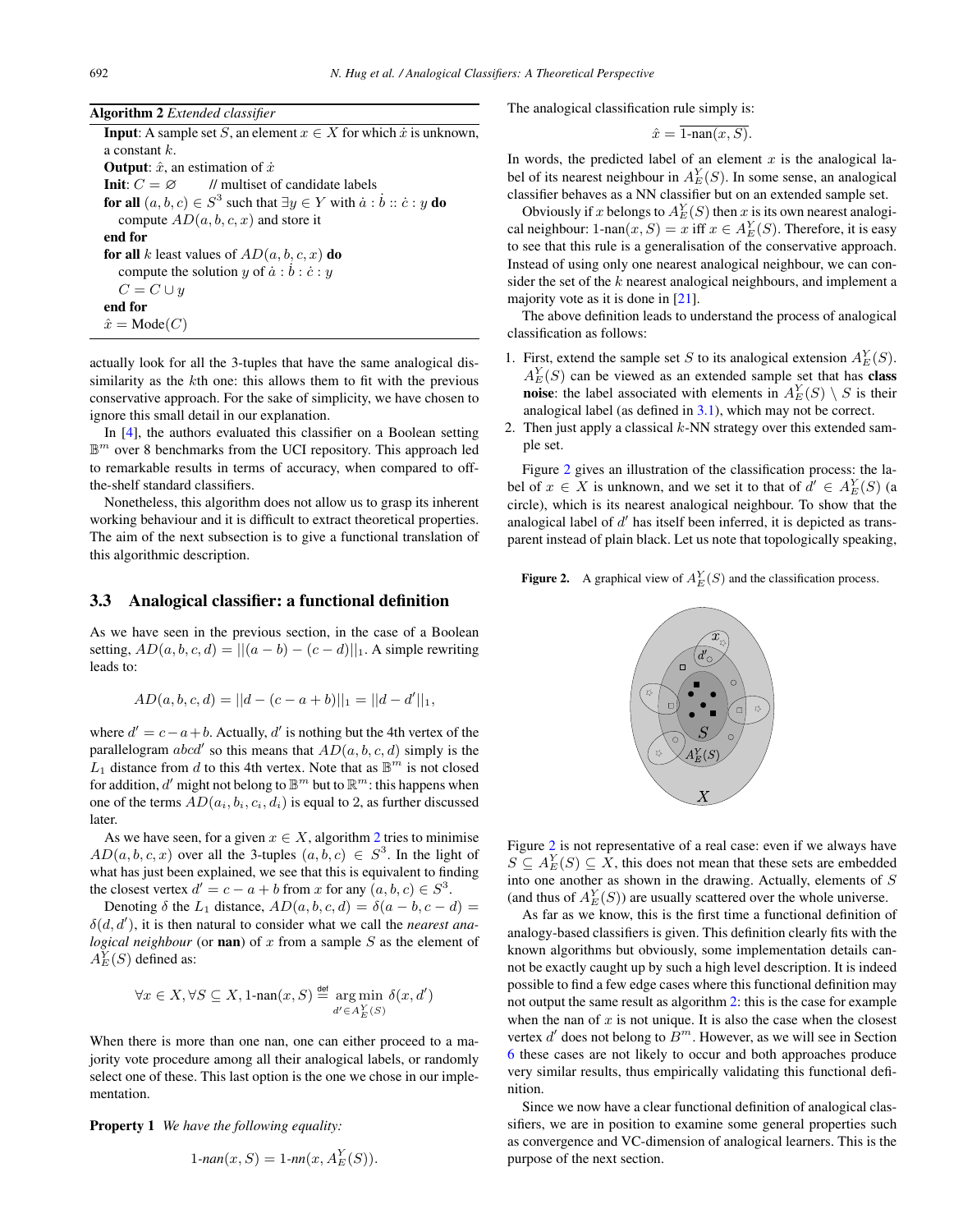**Algorithm 2** *Extended classifier*

**Input**: A sample set $S$, an element $x \in X$ for which $\dot{x}$ is unknown, a constant $k$.
**Output**: $\hat{x}$, an estimation of $\dot{x}$
**Init**: $C = \varnothing$ // multiset of candidate labels
**for all** $(a, b, c) \in S^3$ such that $\exists y \in Y$ with $\dot{a} : \dot{b} :: \dot{c} : y$ **do**
  compute $AD(a, b, c, x)$ and store it
**end for**
**for all** $k$ least values of $AD(a, b, c, x)$ **do**
  compute the solution $y$ of $\dot{a} : \dot{b} : \dot{c} : y$
  $C = C \cup y$
**end for**
$\hat{x} = \text{Mode}(C)$

actually look for all the 3-tuples that have the same analogical dissimilarity as the $k$th one: this allows them to fit with the previous conservative approach. For the sake of simplicity, we have chosen to ignore this small detail in our explanation.

In [4], the authors evaluated this classifier on a Boolean setting $\mathbb{B}^m$ over 8 benchmarks from the UCI repository. This approach led to remarkable results in terms of accuracy, when compared to off-the-shelf standard classifiers.

Nonetheless, this algorithm does not allow us to grasp its inherent working behaviour and it is difficult to extract theoretical properties. The aim of the next subsection is to give a functional translation of this algorithmic description.

## 3.3 Analogical classifier: a functional definition

As we have seen in the previous section, in the case of a Boolean setting, $AD(a, b, c, d) = ||(a - b) - (c - d)||_1$. A simple rewriting leads to:

$$AD(a, b, c, d) = ||d - (c - a + b)||_1 = ||d - d'||_1,$$

where $d' = c - a + b$. Actually, $d'$ is nothing but the 4th vertex of the parallelogram $abcd'$ so this means that $AD(a, b, c, d)$ simply is the $L_1$ distance from $d$ to this 4th vertex. Note that as $\mathbb{B}^m$ is not closed for addition, $d'$ might not belong to $\mathbb{B}^m$ but to $\mathbb{R}^m$: this happens when one of the terms $AD(a_i, b_i, c_i, d_i)$ is equal to 2, as further discussed later.

As we have seen, for a given $x \in X$, algorithm 2 tries to minimise $AD(a, b, c, x)$ over all the 3-tuples $(a, b, c) \in S^3$. In the light of what has just been explained, we see that this is equivalent to finding the closest vertex $d' = c - a + b$ from $x$ for any $(a, b, c) \in S^3$.

Denoting $\delta$ the $L_1$ distance, $AD(a, b, c, d) = \delta(a - b, c - d) = \delta(d, d')$, it is then natural to consider what we call the *nearest analogical neighbour* (or **nan**) of $x$ from a sample $S$ as the element of $A_E^Y(S)$ defined as:

$$\forall x \in X, \forall S \subseteq X, \text{1-nan}(x, S) \overset{\text{def}}{=} \underset{d' \in A_E^Y(S)}{\arg\min}\, \delta(x, d')$$

When there is more than one nan, one can either proceed to a majority vote procedure among all their analogical labels, or randomly select one of these. This last option is the one we chose in our implementation.

**Property 1** *We have the following equality:*

$$\text{1-}nan(x, S) = \text{1-}nn(x, A_E^Y(S)).$$

The analogical classification rule simply is:

$$\hat{x} = \overline{\text{1-nan}(x, S)}.$$

In words, the predicted label of an element $x$ is the analogical label of its nearest neighbour in $A_E^Y(S)$. In some sense, an analogical classifier behaves as a NN classifier but on an extended sample set.

Obviously if $x$ belongs to $A_E^Y(S)$ then $x$ is its own nearest analogical neighbour: $\text{1-nan}(x, S) = x$ iff $x \in A_E^Y(S)$. Therefore, it is easy to see that this rule is a generalisation of the conservative approach. Instead of using only one nearest analogical neighbour, we can consider the set of the $k$ nearest analogical neighbours, and implement a majority vote as it is done in [21].

The above definition leads to understand the process of analogical classification as follows:

1. First, extend the sample set $S$ to its analogical extension $A_E^Y(S)$. $A_E^Y(S)$ can be viewed as an extended sample set that has **class noise**: the label associated with elements in $A_E^Y(S) \setminus S$ is their analogical label (as defined in 3.1), which may not be correct.
2. Then just apply a classical $k$-NN strategy over this extended sample set.

Figure 2 gives an illustration of the classification process: the label of $x \in X$ is unknown, and we set it to that of $d' \in A_E^Y(S)$ (a circle), which is its nearest analogical neighbour. To show that the analogical label of $d'$ has itself been inferred, it is depicted as transparent instead of plain black. Let us note that topologically speaking,

**Figure 2.** A graphical view of $A_E^Y(S)$ and the classification process.

Figure 2 is not representative of a real case: even if we always have $S \subseteq A_E^Y(S) \subseteq X$, this does not mean that these sets are embedded into one another as shown in the drawing. Actually, elements of $S$ (and thus of $A_E^Y(S)$) are usually scattered over the whole universe.

As far as we know, this is the first time a functional definition of analogy-based classifiers is given. This definition clearly fits with the known algorithms but obviously, some implementation details cannot be exactly caught up by such a high level description. It is indeed possible to find a few edge cases where this functional definition may not output the same result as algorithm 2: this is the case for example when the nan of $x$ is not unique. It is also the case when the closest vertex $d'$ does not belong to $B^m$. However, as we will see in Section 6 these cases are not likely to occur and both approaches produce very similar results, thus empirically validating this functional definition.

Since we now have a clear functional definition of analogical classifiers, we are in position to examine some general properties such as convergence and VC-dimension of analogical learners. This is the purpose of the next section.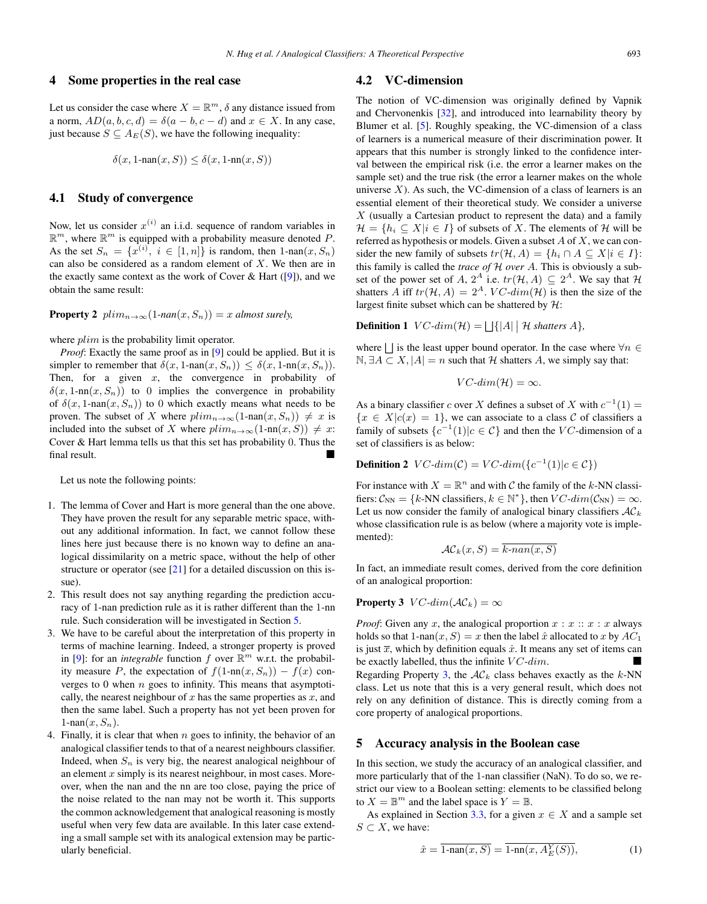## 4 Some properties in the real case

Let us consider the case where $X = \mathbb{R}^m$, $\delta$ any distance issued from a norm, $AD(a, b, c, d) = \delta(a - b, c - d)$ and $x \in X$. In any case, just because $S \subseteq A_E(S)$, we have the following inequality:

$$\delta(x, \text{1-nan}(x, S)) \leq \delta(x, \text{1-nn}(x, S))$$

### 4.1 Study of convergence

Now, let us consider $x^{(i)}$ an i.i.d. sequence of random variables in $\mathbb{R}^m$, where $\mathbb{R}^m$ is equipped with a probability measure denoted $P$. As the set $S_n = \{x^{(i)},\ i \in [1, n]\}$ is random, then 1-nan$(x, S_n)$ can also be considered as a random element of $X$. We then are in the exactly same context as the work of Cover & Hart ([9]), and we obtain the same result:

**Property 2** *$plim_{n\to\infty}(\text{1-}nan(x, S_n)) = x$ almost surely,*

where $plim$ is the probability limit operator.

*Proof*: Exactly the same proof as in [9] could be applied. But it is simpler to remember that $\delta(x, \text{1-nan}(x, S_n)) \leq \delta(x, \text{1-nn}(x, S_n))$. Then, for a given $x$, the convergence in probability of $\delta(x, \text{1-nn}(x, S_n))$ to 0 implies the convergence in probability of $\delta(x, \text{1-nan}(x, S_n))$ to 0 which exactly means what needs to be proven. The subset of $X$ where $plim_{n\to\infty}(\text{1-nan}(x, S_n)) \neq x$ is included into the subset of $X$ where $plim_{n\to\infty}(\text{1-nn}(x, S)) \neq x$: Cover & Hart lemma tells us that this set has probability 0. Thus the final result. ■

Let us note the following points:

1. The lemma of Cover and Hart is more general than the one above. They have proven the result for any separable metric space, without any additional information. In fact, we cannot follow these lines here just because there is no known way to define an analogical dissimilarity on a metric space, without the help of other structure or operator (see [21] for a detailed discussion on this issue).
2. This result does not say anything regarding the prediction accuracy of 1-nan prediction rule as it is rather different than the 1-nn rule. Such consideration will be investigated in Section 5.
3. We have to be careful about the interpretation of this property in terms of machine learning. Indeed, a stronger property is proved in [9]: for an *integrable* function $f$ over $\mathbb{R}^m$ w.r.t. the probability measure $P$, the expectation of $f(\text{1-nn}(x, S_n)) - f(x)$ converges to 0 when $n$ goes to infinity. This means that asymptotically, the nearest neighbour of $x$ has the same properties as $x$, and then the same label. Such a property has not yet been proven for 1-nan$(x, S_n)$.
4. Finally, it is clear that when $n$ goes to infinity, the behavior of an analogical classifier tends to that of a nearest neighbours classifier. Indeed, when $S_n$ is very big, the nearest analogical neighbour of an element $x$ simply is its nearest neighbour, in most cases. Moreover, when the nan and the nn are too close, paying the price of the noise related to the nan may not be worth it. This supports the common acknowledgement that analogical reasoning is mostly useful when very few data are available. In this later case extending a small sample set with its analogical extension may be particularly beneficial.

### 4.2 VC-dimension

The notion of VC-dimension was originally defined by Vapnik and Chervonenkis [32], and introduced into learnability theory by Blumer et al. [5]. Roughly speaking, the VC-dimension of a class of learners is a numerical measure of their discrimination power. It appears that this number is strongly linked to the confidence interval between the empirical risk (i.e. the error a learner makes on the sample set) and the true risk (the error a learner makes on the whole universe $X$). As such, the VC-dimension of a class of learners is an essential element of their theoretical study. We consider a universe $X$ (usually a Cartesian product to represent the data) and a family $\mathcal{H} = \{h_i \subseteq X | i \in I\}$ of subsets of $X$. The elements of $\mathcal{H}$ will be referred as hypothesis or models. Given a subset $A$ of $X$, we can consider the new family of subsets $tr(\mathcal{H}, A) = \{h_i \cap A \subseteq X | i \in I\}$: this family is called the *trace of* $\mathcal{H}$ *over* $A$. This is obviously a subset of the power set of $A$, $2^A$ i.e. $tr(\mathcal{H}, A) \subseteq 2^A$. We say that $\mathcal{H}$ shatters $A$ iff $tr(\mathcal{H}, A) = 2^A$. $VC\text{-}dim(\mathcal{H})$ is then the size of the largest finite subset which can be shattered by $\mathcal{H}$:

**Definition 1** $VC\text{-}dim(\mathcal{H}) = \bigsqcup\{|A| \mid \mathcal{H} \text{ shatters } A\}$,

where $\bigsqcup$ is the least upper bound operator. In the case where $\forall n \in \mathbb{N}, \exists A \subset X, |A| = n$ such that $\mathcal{H}$ shatters $A$, we simply say that:

$$VC\text{-}dim(\mathcal{H}) = \infty.$$

As a binary classifier $c$ over $X$ defines a subset of $X$ with $c^{-1}(1) = \{x \in X | c(x) = 1\}$, we can associate to a class $\mathcal{C}$ of classifiers a family of subsets $\{c^{-1}(1) | c \in \mathcal{C}\}$ and then the $VC$-dimension of a set of classifiers is as below:

**Definition 2** $VC\text{-}dim(\mathcal{C}) = VC\text{-}dim(\{c^{-1}(1) | c \in \mathcal{C}\})$

For instance with $X = \mathbb{R}^n$ and with $\mathcal{C}$ the family of the $k$-NN classifiers: $\mathcal{C}_{\text{NN}} = \{k\text{-NN classifiers}, k \in \mathbb{N}^*\}$, then $VC\text{-}dim(\mathcal{C}_{\text{NN}}) = \infty$. Let us now consider the family of analogical binary classifiers $\mathcal{AC}_k$ whose classification rule is as below (where a majority vote is implemented):

$$\mathcal{AC}_k(x, S) = \overline{k\text{-}nan(x, S)}$$

In fact, an immediate result comes, derived from the core definition of an analogical proportion:

**Property 3** $VC\text{-}dim(\mathcal{AC}_k) = \infty$

*Proof*: Given any $x$, the analogical proportion $x : x :: x : x$ always holds so that 1-nan$(x, S) = x$ then the label $\hat{x}$ allocated to $x$ by $AC_1$ is just $\overline{x}$, which by definition equals $\dot{x}$. It means any set of items can be exactly labelled, thus the infinite $VC\text{-}dim$. ■

Regarding Property 3, the $\mathcal{AC}_k$ class behaves exactly as the $k$-NN class. Let us note that this is a very general result, which does not rely on any definition of distance. This is directly coming from a core property of analogical proportions.

## 5 Accuracy analysis in the Boolean case

In this section, we study the accuracy of an analogical classifier, and more particularly that of the 1-nan classifier (NaN). To do so, we restrict our view to a Boolean setting: elements to be classified belong to $X = \mathbb{B}^m$ and the label space is $Y = \mathbb{B}$.

As explained in Section 3.3, for a given $x \in X$ and a sample set $S \subset X$, we have:

$$\hat{x} = \overline{\text{1-nan}(x, S)} = \overline{\text{1-nn}(x, A_E^Y(S))}, \tag{1}$$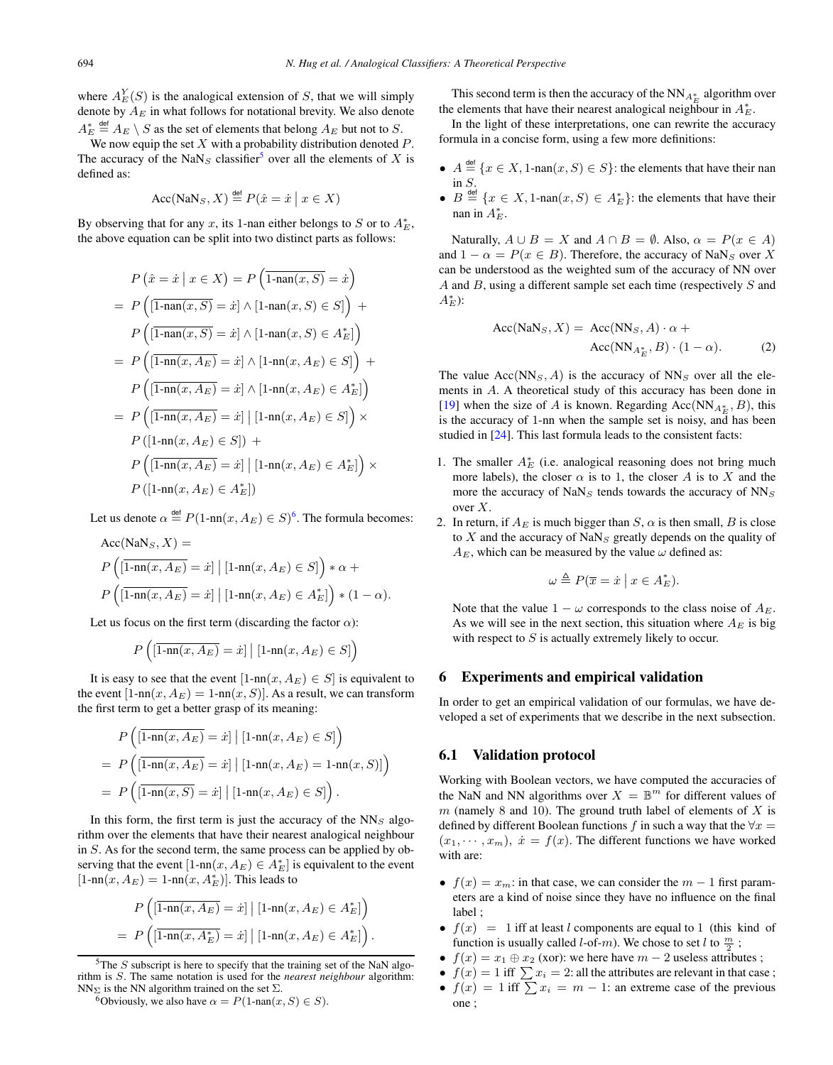where $A^Y_E(S)$ is the analogical extension of $S$, that we will simply denote by $A_E$ in what follows for notational brevity. We also denote $A^*_E \stackrel{\text{def}}{=} A_E \setminus S$ as the set of elements that belong $A_E$ but not to $S$.

We now equip the set $X$ with a probability distribution denoted $P$. The accuracy of the $\text{NaN}_S$ classifier[5] over all the elements of $X$ is defined as:

$$\text{Acc}(\text{NaN}_S, X) \stackrel{\text{def}}{=} P(\hat{x} = \dot{x} \mid x \in X)$$

By observing that for any $x$, its 1-nan either belongs to $S$ or to $A^*_E$, the above equation can be split into two distinct parts as follows:

$$\begin{aligned}
& P\left(\hat{x} = \dot{x} \mid x \in X\right) = P\left(\overline{\text{1-nan}(x,S)} = \dot{x}\right) \\
&= P\left([\overline{\text{1-nan}(x,S)} = \dot{x}] \wedge [\text{1-nan}(x,S) \in S]\right) + \\
&\quad P\left([\overline{\text{1-nan}(x,S)} = \dot{x}] \wedge [\text{1-nan}(x,S) \in A^*_E]\right) \\
&= P\left([\overline{\text{1-nn}(x,A_E)} = \dot{x}] \wedge [\text{1-nn}(x,A_E) \in S]\right) + \\
&\quad P\left([\overline{\text{1-nn}(x,A_E)} = \dot{x}] \wedge [\text{1-nn}(x,A_E) \in A^*_E]\right) \\
&= P\left([\overline{\text{1-nn}(x,A_E)} = \dot{x}] \mid [\text{1-nn}(x,A_E) \in S]\right) \times \\
&\quad P\left([\text{1-nn}(x,A_E) \in S]\right) + \\
&\quad P\left([\overline{\text{1-nn}(x,A_E)} = \dot{x}] \mid [\text{1-nn}(x,A_E) \in A^*_E]\right) \times \\
&\quad P\left([\text{1-nn}(x,A_E) \in A^*_E]\right)
\end{aligned}$$

Let us denote $\alpha \stackrel{\text{def}}{=} P(\text{1-nn}(x,A_E) \in S)$[6]. The formula becomes:

$$\begin{aligned}
& \text{Acc}(\text{NaN}_S, X) = \\
& P\left([\overline{\text{1-nn}(x,A_E)} = \dot{x}] \mid [\text{1-nn}(x,A_E) \in S]\right) * \alpha + \\
& P\left([\overline{\text{1-nn}(x,A_E)} = \dot{x}] \mid [\text{1-nn}(x,A_E) \in A^*_E]\right) * (1-\alpha).
\end{aligned}$$

Let us focus on the first term (discarding the factor $\alpha$):

$$P\left([\overline{\text{1-nn}(x,A_E)} = \dot{x}] \mid [\text{1-nn}(x,A_E) \in S]\right)$$

It is easy to see that the event $[\text{1-nn}(x,A_E) \in S]$ is equivalent to the event $[\text{1-nn}(x,A_E) = \text{1-nn}(x,S)]$. As a result, we can transform the first term to get a better grasp of its meaning:

$$\begin{aligned}
& P\left([\overline{\text{1-nn}(x,A_E)} = \dot{x}] \mid [\text{1-nn}(x,A_E) \in S]\right) \\
&= P\left([\overline{\text{1-nn}(x,A_E)} = \dot{x}] \mid [\text{1-nn}(x,A_E) = \text{1-nn}(x,S)]\right) \\
&= P\left([\overline{\text{1-nn}(x,S)} = \dot{x}] \mid [\text{1-nn}(x,A_E) \in S]\right).
\end{aligned}$$

In this form, the first term is just the accuracy of the $\text{NN}_S$ algorithm over the elements that have their nearest analogical neighbour in $S$. As for the second term, the same process can be applied by observing that the event $[\text{1-nn}(x,A_E) \in A^*_E]$ is equivalent to the event $[\text{1-nn}(x,A_E) = \text{1-nn}(x,A^*_E)]$. This leads to

$$\begin{aligned}
& P\left([\overline{\text{1-nn}(x,A_E)} = \dot{x}] \mid [\text{1-nn}(x,A_E) \in A^*_E]\right) \\
&= P\left([\overline{\text{1-nn}(x,A^*_E)} = \dot{x}] \mid [\text{1-nn}(x,A_E) \in A^*_E]\right).
\end{aligned}$$

[5] The $S$ subscript is here to specify that the training set of the NaN algorithm is $S$. The same notation is used for the *nearest neighbour* algorithm: $\text{NN}_\Sigma$ is the NN algorithm trained on the set $\Sigma$.

[6] Obviously, we also have $\alpha = P(\text{1-nan}(x,S) \in S)$.

This second term is then the accuracy of the $\text{NN}_{A^*_E}$ algorithm over the elements that have their nearest analogical neighbour in $A^*_E$.

In the light of these interpretations, one can rewrite the accuracy formula in a concise form, using a few more definitions:

- $A \stackrel{\text{def}}{=} \{x \in X, \text{1-nan}(x,S) \in S\}$: the elements that have their nan in $S$.
- $B \stackrel{\text{def}}{=} \{x \in X, \text{1-nan}(x,S) \in A^*_E\}$: the elements that have their nan in $A^*_E$.

Naturally, $A \cup B = X$ and $A \cap B = \emptyset$. Also, $\alpha = P(x \in A)$ and $1 - \alpha = P(x \in B)$. Therefore, the accuracy of $\text{NaN}_S$ over $X$ can be understood as the weighted sum of the accuracy of NN over $A$ and $B$, using a different sample set each time (respectively $S$ and $A^*_E$):

$$\begin{aligned}
\text{Acc}(\text{NaN}_S, X) = \; & \text{Acc}(\text{NN}_S, A) \cdot \alpha + \\
& \text{Acc}(\text{NN}_{A^*_E}, B) \cdot (1-\alpha). \qquad (2)
\end{aligned}$$

The value $\text{Acc}(\text{NN}_S, A)$ is the accuracy of $\text{NN}_S$ over all the elements in $A$. A theoretical study of this accuracy has been done in [19] when the size of $A$ is known. Regarding $\text{Acc}(\text{NN}_{A^*_E}, B)$, this is the accuracy of 1-nn when the sample set is noisy, and has been studied in [24]. This last formula leads to the consistent facts:

1. The smaller $A^*_E$ (i.e. analogical reasoning does not bring much more labels), the closer $\alpha$ is to 1, the closer $A$ is to $X$ and the more the accuracy of $\text{NaN}_S$ tends towards the accuracy of $\text{NN}_S$ over $X$.
2. In return, if $A_E$ is much bigger than $S$, $\alpha$ is then small, $B$ is close to $X$ and the accuracy of $\text{NaN}_S$ greatly depends on the quality of $A_E$, which can be measured by the value $\omega$ defined as:

$$\omega \triangleq P(\overline{x} = \dot{x} \mid x \in A^*_E).$$

Note that the value $1 - \omega$ corresponds to the class noise of $A_E$. As we will see in the next section, this situation where $A_E$ is big with respect to $S$ is actually extremely likely to occur.

## 6 Experiments and empirical validation

In order to get an empirical validation of our formulas, we have developed a set of experiments that we describe in the next subsection.

### 6.1 Validation protocol

Working with Boolean vectors, we have computed the accuracies of the NaN and NN algorithms over $X = \mathbb{B}^m$ for different values of $m$ (namely 8 and 10). The ground truth label of elements of $X$ is defined by different Boolean functions $f$ in such a way that the $\forall x = (x_1, \cdots, x_m)$, $\dot{x} = f(x)$. The different functions we have worked with are:

- $f(x) = x_m$: in that case, we can consider the $m-1$ first parameters are a kind of noise since they have no influence on the final label ;
- $f(x) = 1$ iff at least $l$ components are equal to 1 (this kind of function is usually called $l$-of-$m$). We chose to set $l$ to $\frac{m}{2}$ ;
- $f(x) = x_1 \oplus x_2$ (xor): we here have $m-2$ useless attributes ;
- $f(x) = 1$ iff $\sum x_i = 2$: all the attributes are relevant in that case ;
- $f(x) = 1$ iff $\sum x_i = m-1$: an extreme case of the previous one ;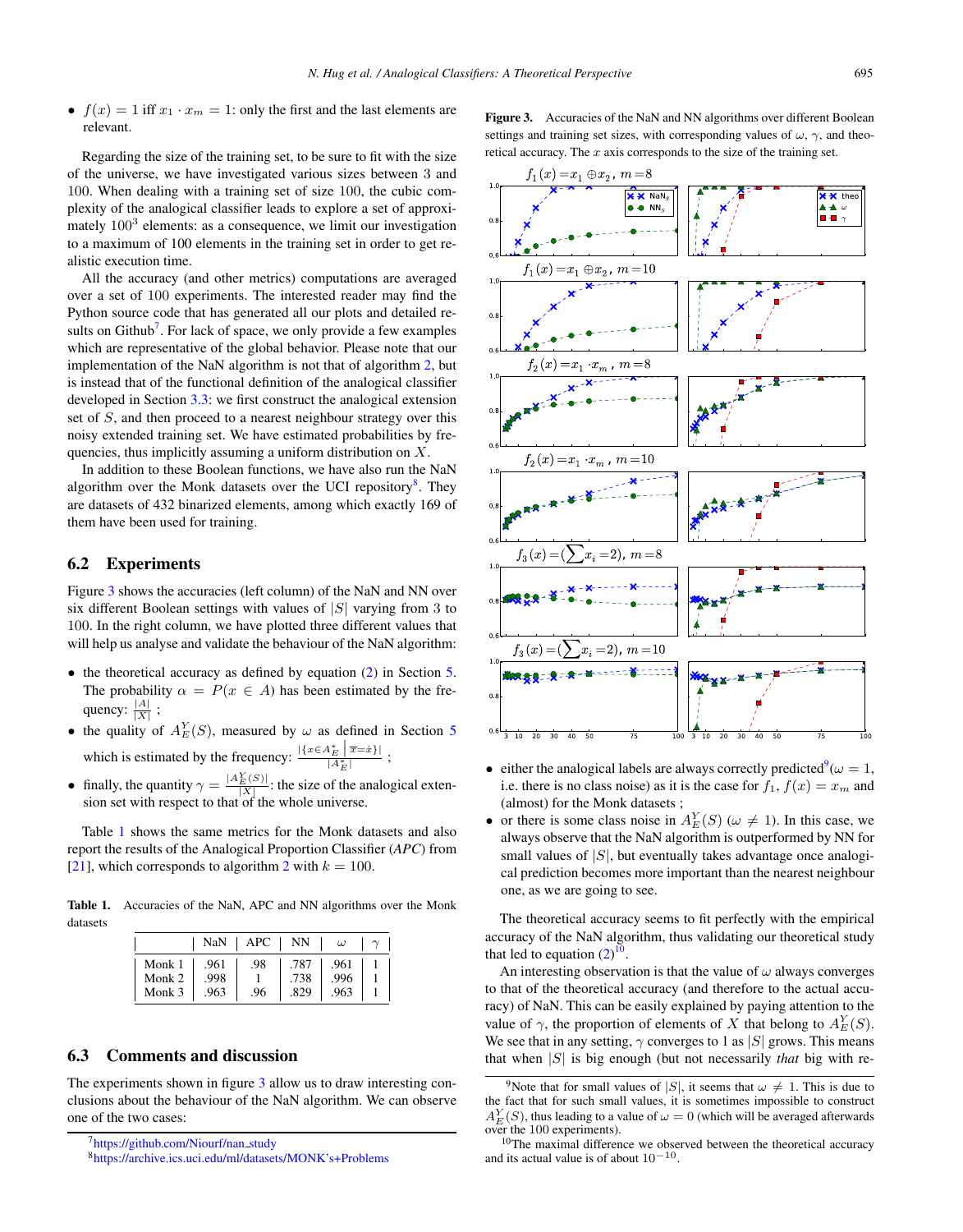- $f(x) = 1$ iff $x_1 \cdot x_m = 1$: only the first and the last elements are relevant.

Regarding the size of the training set, to be sure to fit with the size of the universe, we have investigated various sizes between 3 and 100. When dealing with a training set of size 100, the cubic complexity of the analogical classifier leads to explore a set of approximately $100^3$ elements: as a consequence, we limit our investigation to a maximum of 100 elements in the training set in order to get realistic execution time.

All the accuracy (and other metrics) computations are averaged over a set of 100 experiments. The interested reader may find the Python source code that has generated all our plots and detailed results on Github[7]. For lack of space, we only provide a few examples which are representative of the global behavior. Please note that our implementation of the NaN algorithm is not that of algorithm 2, but is instead that of the functional definition of the analogical classifier developed in Section 3.3: we first construct the analogical extension set of $S$, and then proceed to a nearest neighbour strategy over this noisy extended training set. We have estimated probabilities by frequencies, thus implicitly assuming a uniform distribution on $X$.

In addition to these Boolean functions, we have also run the NaN algorithm over the Monk datasets over the UCI repository[8]. They are datasets of 432 binarized elements, among which exactly 169 of them have been used for training.

## 6.2 Experiments

Figure 3 shows the accuracies (left column) of the NaN and NN over six different Boolean settings with values of $|S|$ varying from 3 to 100. In the right column, we have plotted three different values that will help us analyse and validate the behaviour of the NaN algorithm:

- the theoretical accuracy as defined by equation (2) in Section 5. The probability $\alpha = P(x \in A)$ has been estimated by the frequency: $\frac{|A|}{|X|}$ ;
- the quality of $A_E^Y(S)$, measured by $\omega$ as defined in Section 5 which is estimated by the frequency: $\frac{|\{x \in A_E^* \mid \overline{x} = \dot{x}\}|}{|A_E^*|}$ ;
- finally, the quantity $\gamma = \frac{|A_E^Y(S)|}{|X|}$: the size of the analogical extension set with respect to that of the whole universe.

Table 1 shows the same metrics for the Monk datasets and also report the results of the Analogical Proportion Classifier (*APC*) from [21], which corresponds to algorithm 2 with $k = 100$.

**Table 1.** Accuracies of the NaN, APC and NN algorithms over the Monk datasets

| | NaN | APC | NN | $\omega$ | $\gamma$ |
|---|---|---|---|---|---|
| Monk 1 | .961 | .98 | .787 | .961 | 1 |
| Monk 2 | .998 | 1 | .738 | .996 | 1 |
| Monk 3 | .963 | .96 | .829 | .963 | 1 |

## 6.3 Comments and discussion

The experiments shown in figure 3 allow us to draw interesting conclusions about the behaviour of the NaN algorithm. We can observe one of the two cases:

**Figure 3.** Accuracies of the NaN and NN algorithms over different Boolean settings and training set sizes, with corresponding values of $\omega$, $\gamma$, and theoretical accuracy. The $x$ axis corresponds to the size of the training set.

- either the analogical labels are always correctly predicted[9] ($\omega = 1$, i.e. there is no class noise) as it is the case for $f_1$, $f(x) = x_m$ and (almost) for the Monk datasets ;
- or there is some class noise in $A_E^Y(S)$ ($\omega \neq 1$). In this case, we always observe that the NaN algorithm is outperformed by NN for small values of $|S|$, but eventually takes advantage once analogical prediction becomes more important than the nearest neighbour one, as we are going to see.

The theoretical accuracy seems to fit perfectly with the empirical accuracy of the NaN algorithm, thus validating our theoretical study that led to equation (2)[10].

An interesting observation is that the value of $\omega$ always converges to that of the theoretical accuracy (and therefore to the actual accuracy) of NaN. This can be easily explained by paying attention to the value of $\gamma$, the proportion of elements of $X$ that belong to $A_E^Y(S)$. We see that in any setting, $\gamma$ converges to 1 as $|S|$ grows. This means that when $|S|$ is big enough (but not necessarily *that* big with re-

[7] https://github.com/Niourf/nan_study

[8] https://archive.ics.uci.edu/ml/datasets/MONK's+Problems

[9] Note that for small values of $|S|$, it seems that $\omega \neq 1$. This is due to the fact that for such small values, it is sometimes impossible to construct $A_E^Y(S)$, thus leading to a value of $\omega = 0$ (which will be averaged afterwards over the 100 experiments).

[10] The maximal difference we observed between the theoretical accuracy and its actual value is of about $10^{-10}$.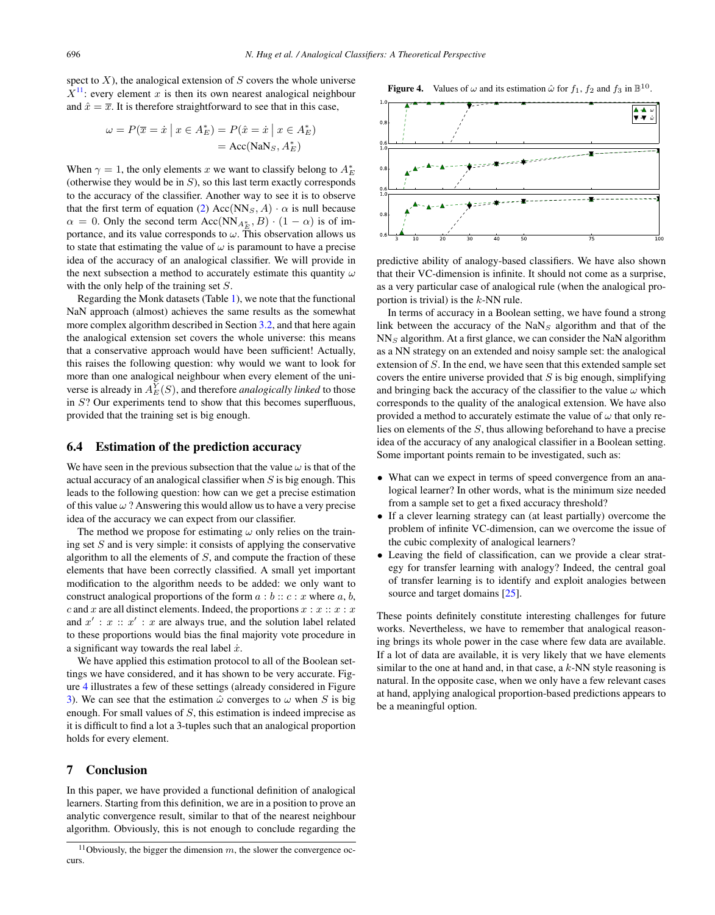spect to $X$), the analogical extension of $S$ covers the whole universe $X$[11]: every element $x$ is then its own nearest analogical neighbour and $\hat{x} = \overline{x}$. It is therefore straightforward to see that in this case,

$$\omega = P(\overline{x} = \dot{x} \mid x \in A_E^*) = P(\hat{x} = \dot{x} \mid x \in A_E^*) = \text{Acc}(\text{NaN}_S, A_E^*)$$

When $\gamma = 1$, the only elements $x$ we want to classify belong to $A_E^*$ (otherwise they would be in $S$), so this last term exactly corresponds to the accuracy of the classifier. Another way to see it is to observe that the first term of equation (2) $\text{Acc}(\text{NN}_S, A) \cdot \alpha$ is null because $\alpha = 0$. Only the second term $\text{Acc}(\text{NN}_{A_E^*}, B) \cdot (1 - \alpha)$ is of importance, and its value corresponds to $\omega$. This observation allows us to state that estimating the value of $\omega$ is paramount to have a precise idea of the accuracy of an analogical classifier. We will provide in the next subsection a method to accurately estimate this quantity $\omega$ with the only help of the training set $S$.

Regarding the Monk datasets (Table 1), we note that the functional NaN approach (almost) achieves the same results as the somewhat more complex algorithm described in Section 3.2, and that here again the analogical extension set covers the whole universe: this means that a conservative approach would have been sufficient! Actually, this raises the following question: why would we want to look for more than one analogical neighbour when every element of the universe is already in $A_E^Y(S)$, and therefore *analogically linked* to those in $S$? Our experiments tend to show that this becomes superfluous, provided that the training set is big enough.

### 6.4 Estimation of the prediction accuracy

We have seen in the previous subsection that the value $\omega$ is that of the actual accuracy of an analogical classifier when $S$ is big enough. This leads to the following question: how can we get a precise estimation of this value $\omega$ ? Answering this would allow us to have a very precise idea of the accuracy we can expect from our classifier.

The method we propose for estimating $\omega$ only relies on the training set $S$ and is very simple: it consists of applying the conservative algorithm to all the elements of $S$, and compute the fraction of these elements that have been correctly classified. A small yet important modification to the algorithm needs to be added: we only want to construct analogical proportions of the form $a : b :: c : x$ where $a$, $b$, $c$ and $x$ are all distinct elements. Indeed, the proportions $x : x :: x : x$ and $x' : x :: x' : x$ are always true, and the solution label related to these proportions would bias the final majority vote procedure in a significant way towards the real label $\dot{x}$.

We have applied this estimation protocol to all of the Boolean settings we have considered, and it has shown to be very accurate. Figure 4 illustrates a few of these settings (already considered in Figure 3). We can see that the estimation $\hat{\omega}$ converges to $\omega$ when $S$ is big enough. For small values of $S$, this estimation is indeed imprecise as it is difficult to find a lot a 3-tuples such that an analogical proportion holds for every element.

## 7 Conclusion

In this paper, we have provided a functional definition of analogical learners. Starting from this definition, we are in a position to prove an analytic convergence result, similar to that of the nearest neighbour algorithm. Obviously, this is not enough to conclude regarding the predictive ability of analogy-based classifiers. We have also shown that their VC-dimension is infinite. It should not come as a surprise, as a very particular case of analogical rule (when the analogical proportion is trivial) is the $k$-NN rule.

**Figure 4.** Values of $\omega$ and its estimation $\hat{\omega}$ for $f_1$, $f_2$ and $f_3$ in $\mathbb{B}^{10}$.

In terms of accuracy in a Boolean setting, we have found a strong link between the accuracy of the $\text{NaN}_S$ algorithm and that of the $\text{NN}_S$ algorithm. At a first glance, we can consider the NaN algorithm as a NN strategy on an extended and noisy sample set: the analogical extension of $S$. In the end, we have seen that this extended sample set covers the entire universe provided that $S$ is big enough, simplifying and bringing back the accuracy of the classifier to the value $\omega$ which corresponds to the quality of the analogical extension. We have also provided a method to accurately estimate the value of $\omega$ that only relies on elements of the $S$, thus allowing beforehand to have a precise idea of the accuracy of any analogical classifier in a Boolean setting. Some important points remain to be investigated, such as:

- What can we expect in terms of speed convergence from an analogical learner? In other words, what is the minimum size needed from a sample set to get a fixed accuracy threshold?
- If a clever learning strategy can (at least partially) overcome the problem of infinite VC-dimension, can we overcome the issue of the cubic complexity of analogical learners?
- Leaving the field of classification, can we provide a clear strategy for transfer learning with analogy? Indeed, the central goal of transfer learning is to identify and exploit analogies between source and target domains [25].

These points definitely constitute interesting challenges for future works. Nevertheless, we have to remember that analogical reasoning brings its whole power in the case where few data are available. If a lot of data are available, it is very likely that we have elements similar to the one at hand and, in that case, a $k$-NN style reasoning is natural. In the opposite case, when we only have a few relevant cases at hand, applying analogical proportion-based predictions appears to be a meaningful option.

[11] Obviously, the bigger the dimension $m$, the slower the convergence occurs.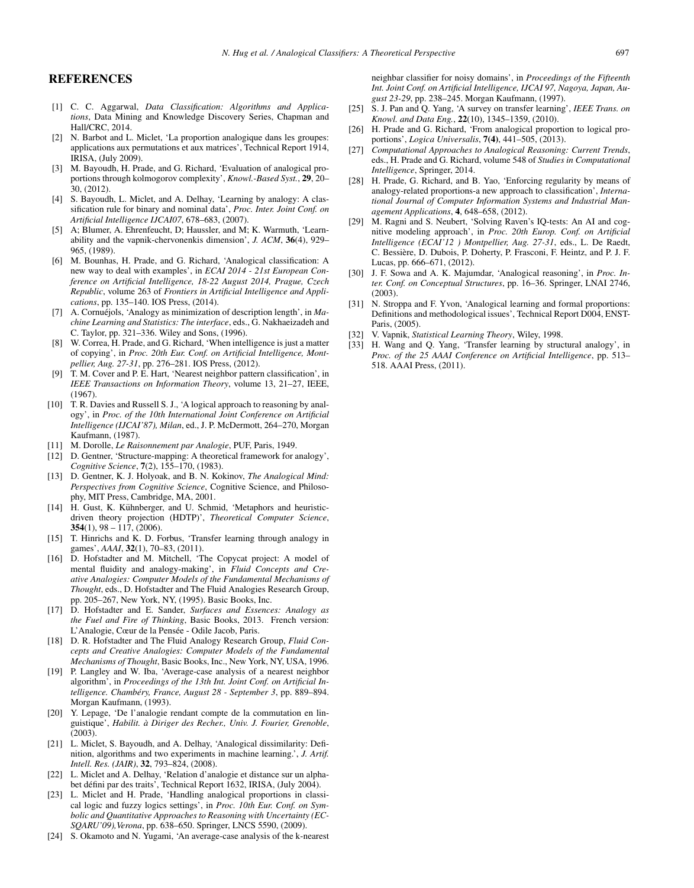## REFERENCES

[1] C. C. Aggarwal, *Data Classification: Algorithms and Applications*, Data Mining and Knowledge Discovery Series, Chapman and Hall/CRC, 2014.

[2] N. Barbot and L. Miclet, 'La proportion analogique dans les groupes: applications aux permutations et aux matrices', Technical Report 1914, IRISA, (July 2009).

[3] M. Bayoudh, H. Prade, and G. Richard, 'Evaluation of analogical proportions through kolmogorov complexity', *Knowl.-Based Syst.*, **29**, 20–30, (2012).

[4] S. Bayoudh, L. Miclet, and A. Delhay, 'Learning by analogy: A classification rule for binary and nominal data', *Proc. Inter. Joint Conf. on Artificial Intelligence IJCAI07*, 678–683, (2007).

[5] A; Blumer, A. Ehrenfeucht, D; Haussler, and M; K. Warmuth, 'Learnability and the vapnik-chervonenkis dimension', *J. ACM*, **36**(4), 929–965, (1989).

[6] M. Bounhas, H. Prade, and G. Richard, 'Analogical classification: A new way to deal with examples', in *ECAI 2014 - 21st European Conference on Artificial Intelligence, 18-22 August 2014, Prague, Czech Republic*, volume 263 of *Frontiers in Artificial Intelligence and Applications*, pp. 135–140. IOS Press, (2014).

[7] A. Cornuéjols, 'Analogy as minimization of description length', in *Machine Learning and Statistics: The interface*, eds., G. Nakhaeizadeh and C. Taylor, pp. 321–336. Wiley and Sons, (1996).

[8] W. Correa, H. Prade, and G. Richard, 'When intelligence is just a matter of copying', in *Proc. 20th Eur. Conf. on Artificial Intelligence, Montpellier, Aug. 27-31*, pp. 276–281. IOS Press, (2012).

[9] T. M. Cover and P. E. Hart, 'Nearest neighbor pattern classification', in *IEEE Transactions on Information Theory*, volume 13, 21–27, IEEE, (1967).

[10] T. R. Davies and Russell S. J., 'A logical approach to reasoning by analogy', in *Proc. of the 10th International Joint Conference on Artificial Intelligence (IJCAI'87), Milan*, ed., J. P. McDermott, 264–270, Morgan Kaufmann, (1987).

[11] M. Dorolle, *Le Raisonnement par Analogie*, PUF, Paris, 1949.

[12] D. Gentner, 'Structure-mapping: A theoretical framework for analogy', *Cognitive Science*, **7**(2), 155–170, (1983).

[13] D. Gentner, K. J. Holyoak, and B. N. Kokinov, *The Analogical Mind: Perspectives from Cognitive Science*, Cognitive Science, and Philosophy, MIT Press, Cambridge, MA, 2001.

[14] H. Gust, K. Kühnberger, and U. Schmid, 'Metaphors and heuristic-driven theory projection (HDTP)', *Theoretical Computer Science*, **354**(1), 98 – 117, (2006).

[15] T. Hinrichs and K. D. Forbus, 'Transfer learning through analogy in games', *AAAI*, **32**(1), 70–83, (2011).

[16] D. Hofstadter and M. Mitchell, 'The Copycat project: A model of mental fluidity and analogy-making', in *Fluid Concepts and Creative Analogies: Computer Models of the Fundamental Mechanisms of Thought*, eds., D. Hofstadter and The Fluid Analogies Research Group, pp. 205–267, New York, NY, (1995). Basic Books, Inc.

[17] D. Hofstadter and E. Sander, *Surfaces and Essences: Analogy as the Fuel and Fire of Thinking*, Basic Books, 2013. French version: L'Analogie, Cœur de la Pensée - Odile Jacob, Paris.

[18] D. R. Hofstadter and The Fluid Analogy Research Group, *Fluid Concepts and Creative Analogies: Computer Models of the Fundamental Mechanisms of Thought*, Basic Books, Inc., New York, NY, USA, 1996.

[19] P. Langley and W. Iba, 'Average-case analysis of a nearest neighbor algorithm', in *Proceedings of the 13th Int. Joint Conf. on Artificial Intelligence. Chambéry, France, August 28 - September 3*, pp. 889–894. Morgan Kaufmann, (1993).

[20] Y. Lepage, 'De l'analogie rendant compte de la commutation en linguistique', *Habilit. à Diriger des Recher., Univ. J. Fourier, Grenoble*, (2003).

[21] L. Miclet, S. Bayoudh, and A. Delhay, 'Analogical dissimilarity: Definition, algorithms and two experiments in machine learning.', *J. Artif. Intell. Res. (JAIR)*, **32**, 793–824, (2008).

[22] L. Miclet and A. Delhay, 'Relation d'analogie et distance sur un alphabet défini par des traits', Technical Report 1632, IRISA, (July 2004).

[23] L. Miclet and H. Prade, 'Handling analogical proportions in classical logic and fuzzy logics settings', in *Proc. 10th Eur. Conf. on Symbolic and Quantitative Approaches to Reasoning with Uncertainty (ECSQARU'09),Verona*, pp. 638–650. Springer, LNCS 5590, (2009).

[24] S. Okamoto and N. Yugami, 'An average-case analysis of the k-nearest neighbar classifier for noisy domains', in *Proceedings of the Fifteenth Int. Joint Conf. on Artificial Intelligence, IJCAI 97, Nagoya, Japan, August 23-29*, pp. 238–245. Morgan Kaufmann, (1997).

[25] S. J. Pan and Q. Yang, 'A survey on transfer learning', *IEEE Trans. on Knowl. and Data Eng.*, **22**(10), 1345–1359, (2010).

[26] H. Prade and G. Richard, 'From analogical proportion to logical proportions', *Logica Universalis*, **7(4)**, 441–505, (2013).

[27] *Computational Approaches to Analogical Reasoning: Current Trends*, eds., H. Prade and G. Richard, volume 548 of *Studies in Computational Intelligence*, Springer, 2014.

[28] H. Prade, G. Richard, and B. Yao, 'Enforcing regularity by means of analogy-related proportions-a new approach to classification', *International Journal of Computer Information Systems and Industrial Management Applications*, **4**, 648–658, (2012).

[29] M. Ragni and S. Neubert, 'Solving Raven's IQ-tests: An AI and cognitive modeling approach', in *Proc. 20th Europ. Conf. on Artificial Intelligence (ECAI'12 ) Montpellier, Aug. 27-31*, eds., L. De Raedt, C. Bessière, D. Dubois, P. Doherty, P. Frasconi, F. Heintz, and P. J. F. Lucas, pp. 666–671, (2012).

[30] J. F. Sowa and A. K. Majumdar, 'Analogical reasoning', in *Proc. Inter. Conf. on Conceptual Structures*, pp. 16–36. Springer, LNAI 2746, (2003).

[31] N. Stroppa and F. Yvon, 'Analogical learning and formal proportions: Definitions and methodological issues', Technical Report D004, ENST-Paris, (2005).

[32] V. Vapnik, *Statistical Learning Theory*, Wiley, 1998.

[33] H. Wang and Q. Yang, 'Transfer learning by structural analogy', in *Proc. of the 25 AAAI Conference on Artificial Intelligence*, pp. 513–518. AAAI Press, (2011).